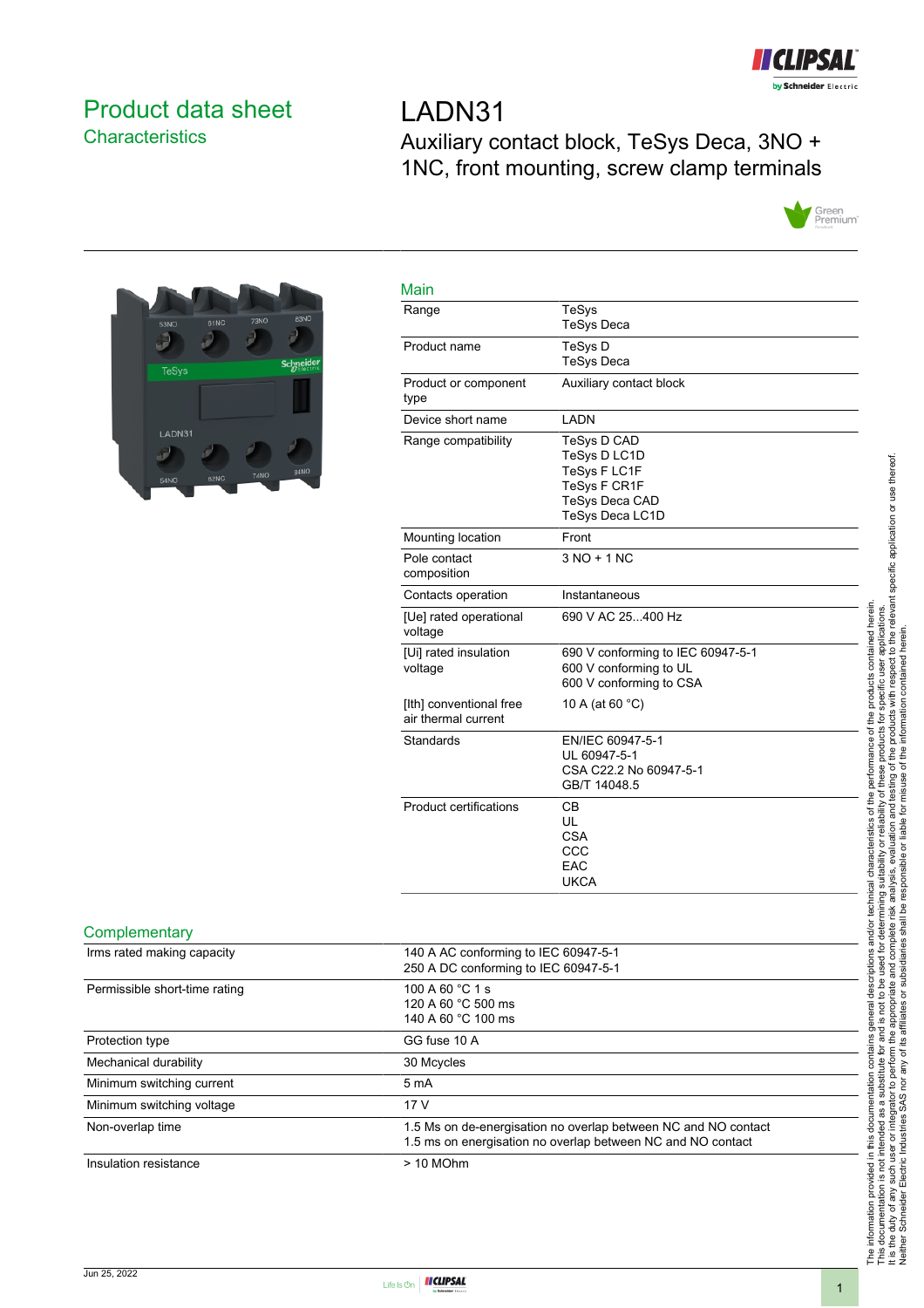# Product data sheet
## Characteristics

# LADN31

Auxiliary contact block, TeSys Deca, 3NO + 1NC, front mounting, screw clamp terminals

## Main

| | |
|---|---|
| Range | TeSys<br>TeSys Deca |
| Product name | TeSys D<br>TeSys Deca |
| Product or component type | Auxiliary contact block |
| Device short name | LADN |
| Range compatibility | TeSys D CAD<br>TeSys D LC1D<br>TeSys F LC1F<br>TeSys F CR1F<br>TeSys Deca CAD<br>TeSys Deca LC1D |
| Mounting location | Front |
| Pole contact composition | 3 NO + 1 NC |
| Contacts operation | Instantaneous |
| [Ue] rated operational voltage | 690 V AC 25...400 Hz |
| [Ui] rated insulation voltage | 690 V conforming to IEC 60947-5-1<br>600 V conforming to UL<br>600 V conforming to CSA |
| [Ith] conventional free air thermal current | 10 A (at 60 °C) |
| Standards | EN/IEC 60947-5-1<br>UL 60947-5-1<br>CSA C22.2 No 60947-5-1<br>GB/T 14048.5 |
| Product certifications | CB<br>UL<br>CSA<br>CCC<br>EAC<br>UKCA |

## Complementary

| | |
|---|---|
| Irms rated making capacity | 140 A AC conforming to IEC 60947-5-1<br>250 A DC conforming to IEC 60947-5-1 |
| Permissible short-time rating | 100 A 60 °C 1 s<br>120 A 60 °C 500 ms<br>140 A 60 °C 100 ms |
| Protection type | GG fuse 10 A |
| Mechanical durability | 30 Mcycles |
| Minimum switching current | 5 mA |
| Minimum switching voltage | 17 V |
| Non-overlap time | 1.5 Ms on de-energisation no overlap between NC and NO contact<br>1.5 ms on energisation no overlap between NC and NO contact |
| Insulation resistance | > 10 MOhm |

The information provided in this documentation contains general descriptions and/or technical characteristics of the performance of the products contained herein. This documentation is not intended as a substitute for and is not to be used for determining suitability or reliability of these products for specific user applications. It is the duty of any such user or integrator to perform the appropriate and complete risk analysis, evaluation and testing of the products with respect to the relevant specific application or use thereof. Neither Schneider Electric Industries SAS nor any of its affiliates or subsidiaries shall be responsible or liable for misuse of the information contained herein.

Jun 25, 2022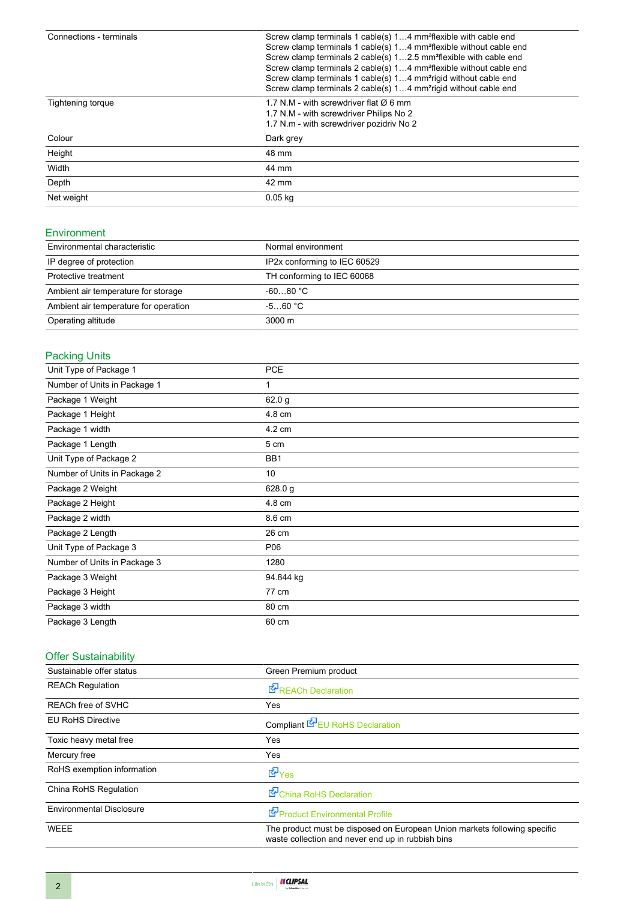| | |
|---|---|
| Connections - terminals | Screw clamp terminals 1 cable(s) 1…4 mm²flexible with cable end<br>Screw clamp terminals 1 cable(s) 1…4 mm²flexible without cable end<br>Screw clamp terminals 2 cable(s) 1…2.5 mm²flexible with cable end<br>Screw clamp terminals 2 cable(s) 1…4 mm²flexible without cable end<br>Screw clamp terminals 1 cable(s) 1…4 mm²rigid without cable end<br>Screw clamp terminals 2 cable(s) 1…4 mm²rigid without cable end |
| Tightening torque | 1.7 N.M - with screwdriver flat Ø 6 mm<br>1.7 N.M - with screwdriver Philips No 2<br>1.7 N.m - with screwdriver pozidriv No 2 |
| Colour | Dark grey |
| Height | 48 mm |
| Width | 44 mm |
| Depth | 42 mm |
| Net weight | 0.05 kg |

## Environment

| | |
|---|---|
| Environmental characteristic | Normal environment |
| IP degree of protection | IP2x conforming to IEC 60529 |
| Protective treatment | TH conforming to IEC 60068 |
| Ambient air temperature for storage | -60…80 °C |
| Ambient air temperature for operation | -5…60 °C |
| Operating altitude | 3000 m |

## Packing Units

| | |
|---|---|
| Unit Type of Package 1 | PCE |
| Number of Units in Package 1 | 1 |
| Package 1 Weight | 62.0 g |
| Package 1 Height | 4.8 cm |
| Package 1 width | 4.2 cm |
| Package 1 Length | 5 cm |
| Unit Type of Package 2 | BB1 |
| Number of Units in Package 2 | 10 |
| Package 2 Weight | 628.0 g |
| Package 2 Height | 4.8 cm |
| Package 2 width | 8.6 cm |
| Package 2 Length | 26 cm |
| Unit Type of Package 3 | P06 |
| Number of Units in Package 3 | 1280 |
| Package 3 Weight | 94.844 kg |
| Package 3 Height | 77 cm |
| Package 3 width | 80 cm |
| Package 3 Length | 60 cm |

## Offer Sustainability

| | |
|---|---|
| Sustainable offer status | Green Premium product |
| REACh Regulation | REACh Declaration |
| REACh free of SVHC | Yes |
| EU RoHS Directive | Compliant EU RoHS Declaration |
| Toxic heavy metal free | Yes |
| Mercury free | Yes |
| RoHS exemption information | Yes |
| China RoHS Regulation | China RoHS Declaration |
| Environmental Disclosure | Product Environmental Profile |
| WEEE | The product must be disposed on European Union markets following specific waste collection and never end up in rubbish bins |